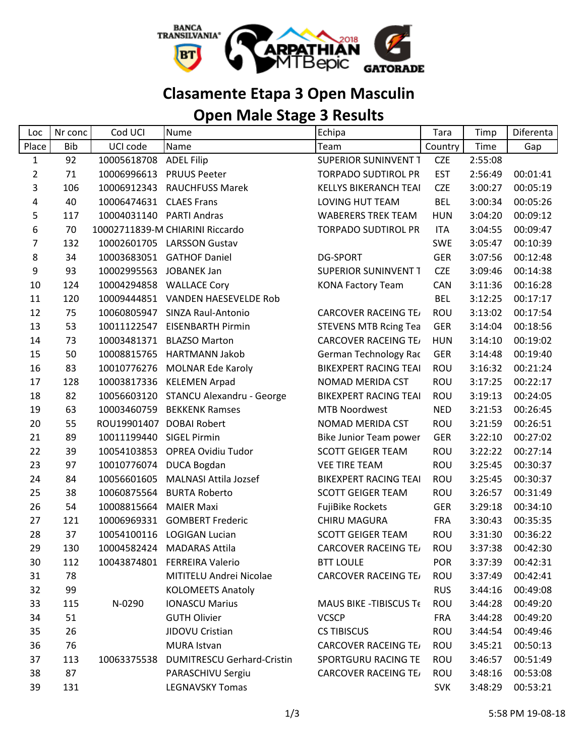# Clasamente Etapa 3 Open Masculin

# Open Male Stage 3 Results

| Loc | Nr conc | Cod UCI | Nume | Echipa | Tara | Timp | Diferenta |
|---|---|---|---|---|---|---|---|
| Place | Bib | UCI code | Name | Team | Country | Time | Gap |
| 1 | 92 | 10005618708 | ADEL Filip | SUPERIOR SUNINVENT T | CZE | 2:55:08 | |
| 2 | 71 | 10006996613 | PRUUS Peeter | TORPADO SUDTIROL PR | EST | 2:56:49 | 00:01:41 |
| 3 | 106 | 10006912343 | RAUCHFUSS Marek | KELLYS BIKERANCH TEAI | CZE | 3:00:27 | 00:05:19 |
| 4 | 40 | 10006474631 | CLAES Frans | LOVING HUT TEAM | BEL | 3:00:34 | 00:05:26 |
| 5 | 117 | 10004031140 | PARTI Andras | WABERERS TREK TEAM | HUN | 3:04:20 | 00:09:12 |
| 6 | 70 | 10002711839-M | CHIARINI Riccardo | TORPADO SUDTIROL PR | ITA | 3:04:55 | 00:09:47 |
| 7 | 132 | 10002601705 | LARSSON Gustav | | SWE | 3:05:47 | 00:10:39 |
| 8 | 34 | 10003683051 | GATHOF Daniel | DG-SPORT | GER | 3:07:56 | 00:12:48 |
| 9 | 93 | 10002995563 | JOBANEK Jan | SUPERIOR SUNINVENT T | CZE | 3:09:46 | 00:14:38 |
| 10 | 124 | 10004294858 | WALLACE Cory | KONA Factory Team | CAN | 3:11:36 | 00:16:28 |
| 11 | 120 | 10009444851 | VANDEN HAESEVELDE Rob | | BEL | 3:12:25 | 00:17:17 |
| 12 | 75 | 10060805947 | SINZA Raul-Antonio | CARCOVER RACEING TE/ | ROU | 3:13:02 | 00:17:54 |
| 13 | 53 | 10011122547 | EISENBARTH Pirmin | STEVENS MTB Rcing Tea | GER | 3:14:04 | 00:18:56 |
| 14 | 73 | 10003481371 | BLAZSO Marton | CARCOVER RACEING TE/ | HUN | 3:14:10 | 00:19:02 |
| 15 | 50 | 10008815765 | HARTMANN Jakob | German Technology Rac | GER | 3:14:48 | 00:19:40 |
| 16 | 83 | 10010776276 | MOLNAR Ede Karoly | BIKEXPERT RACING TEAI | ROU | 3:16:32 | 00:21:24 |
| 17 | 128 | 10003817336 | KELEMEN Arpad | NOMAD MERIDA CST | ROU | 3:17:25 | 00:22:17 |
| 18 | 82 | 10056603120 | STANCU Alexandru - George | BIKEXPERT RACING TEAI | ROU | 3:19:13 | 00:24:05 |
| 19 | 63 | 10003460759 | BEKKENK Ramses | MTB Noordwest | NED | 3:21:53 | 00:26:45 |
| 20 | 55 | ROU19901407 | DOBAI Robert | NOMAD MERIDA CST | ROU | 3:21:59 | 00:26:51 |
| 21 | 89 | 10011199440 | SIGEL Pirmin | Bike Junior Team power | GER | 3:22:10 | 00:27:02 |
| 22 | 39 | 10054103853 | OPREA Ovidiu Tudor | SCOTT GEIGER TEAM | ROU | 3:22:22 | 00:27:14 |
| 23 | 97 | 10010776074 | DUCA Bogdan | VEE TIRE TEAM | ROU | 3:25:45 | 00:30:37 |
| 24 | 84 | 10056601605 | MALNASI Attila Jozsef | BIKEXPERT RACING TEAI | ROU | 3:25:45 | 00:30:37 |
| 25 | 38 | 10060875564 | BURTA Roberto | SCOTT GEIGER TEAM | ROU | 3:26:57 | 00:31:49 |
| 26 | 54 | 10008815664 | MAIER Maxi | FujiBike Rockets | GER | 3:29:18 | 00:34:10 |
| 27 | 121 | 10006969331 | GOMBERT Frederic | CHIRU MAGURA | FRA | 3:30:43 | 00:35:35 |
| 28 | 37 | 10054100116 | LOGIGAN Lucian | SCOTT GEIGER TEAM | ROU | 3:31:30 | 00:36:22 |
| 29 | 130 | 10004582424 | MADARAS Attila | CARCOVER RACEING TE/ | ROU | 3:37:38 | 00:42:30 |
| 30 | 112 | 10043874801 | FERREIRA Valerio | BTT LOULE | POR | 3:37:39 | 00:42:31 |
| 31 | 78 | | MITITELU Andrei Nicolae | CARCOVER RACEING TE/ | ROU | 3:37:49 | 00:42:41 |
| 32 | 99 | | KOLOMEETS Anatoly | | RUS | 3:44:16 | 00:49:08 |
| 33 | 115 | N-0290 | IONASCU Marius | MAUS BIKE -TIBISCUS Te | ROU | 3:44:28 | 00:49:20 |
| 34 | 51 | | GUTH Olivier | VCSCP | FRA | 3:44:28 | 00:49:20 |
| 35 | 26 | | JIDOVU Cristian | CS TIBISCUS | ROU | 3:44:54 | 00:49:46 |
| 36 | 76 | | MURA Istvan | CARCOVER RACEING TE/ | ROU | 3:45:21 | 00:50:13 |
| 37 | 113 | 10063375538 | DUMITRESCU Gerhard-Cristin | SPORTGURU RACING TE | ROU | 3:46:57 | 00:51:49 |
| 38 | 87 | | PARASCHIVU Sergiu | CARCOVER RACEING TE/ | ROU | 3:48:16 | 00:53:08 |
| 39 | 131 | | LEGNAVSKY Tomas | | SVK | 3:48:29 | 00:53:21 |

5:58 PM 19-08-18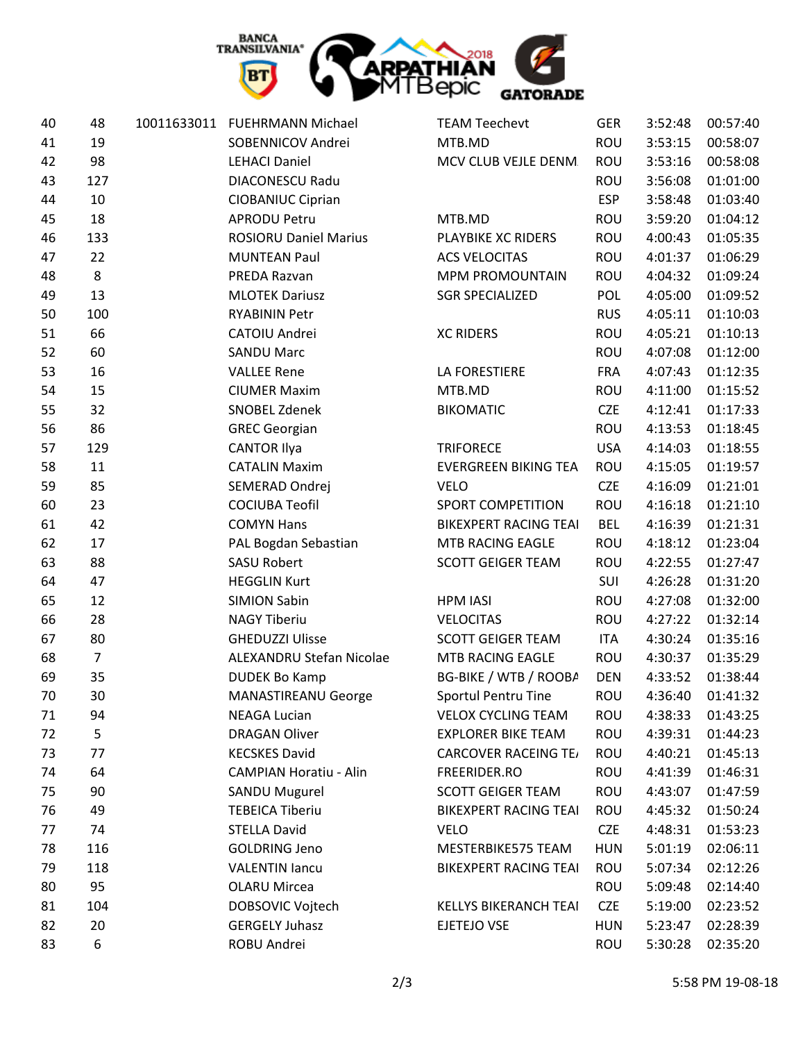| | | | | | | | |
|---|---|---|---|---|---|---|---|
| 40 | 48 | 10011633011 | FUEHRMANN Michael | TEAM Teechevt | GER | 3:52:48 | 00:57:40 |
| 41 | 19 | | SOBENNICOV Andrei | MTB.MD | ROU | 3:53:15 | 00:58:07 |
| 42 | 98 | | LEHACI Daniel | MCV CLUB VEJLE DENM | ROU | 3:53:16 | 00:58:08 |
| 43 | 127 | | DIACONESCU Radu | | ROU | 3:56:08 | 01:01:00 |
| 44 | 10 | | CIOBANIUC Ciprian | | ESP | 3:58:48 | 01:03:40 |
| 45 | 18 | | APRODU Petru | MTB.MD | ROU | 3:59:20 | 01:04:12 |
| 46 | 133 | | ROSIORU Daniel Marius | PLAYBIKE XC RIDERS | ROU | 4:00:43 | 01:05:35 |
| 47 | 22 | | MUNTEAN Paul | ACS VELOCITAS | ROU | 4:01:37 | 01:06:29 |
| 48 | 8 | | PREDA Razvan | MPM PROMOUNTAIN | ROU | 4:04:32 | 01:09:24 |
| 49 | 13 | | MLOTEK Dariusz | SGR SPECIALIZED | POL | 4:05:00 | 01:09:52 |
| 50 | 100 | | RYABININ Petr | | RUS | 4:05:11 | 01:10:03 |
| 51 | 66 | | CATOIU Andrei | XC RIDERS | ROU | 4:05:21 | 01:10:13 |
| 52 | 60 | | SANDU Marc | | ROU | 4:07:08 | 01:12:00 |
| 53 | 16 | | VALLEE Rene | LA FORESTIERE | FRA | 4:07:43 | 01:12:35 |
| 54 | 15 | | CIUMER Maxim | MTB.MD | ROU | 4:11:00 | 01:15:52 |
| 55 | 32 | | SNOBEL Zdenek | BIKOMATIC | CZE | 4:12:41 | 01:17:33 |
| 56 | 86 | | GREC Georgian | | ROU | 4:13:53 | 01:18:45 |
| 57 | 129 | | CANTOR Ilya | TRIFORECE | USA | 4:14:03 | 01:18:55 |
| 58 | 11 | | CATALIN Maxim | EVERGREEN BIKING TEA | ROU | 4:15:05 | 01:19:57 |
| 59 | 85 | | SEMERAD Ondrej | VELO | CZE | 4:16:09 | 01:21:01 |
| 60 | 23 | | COCIUBA Teofil | SPORT COMPETITION | ROU | 4:16:18 | 01:21:10 |
| 61 | 42 | | COMYN Hans | BIKEXPERT RACING TEAI | BEL | 4:16:39 | 01:21:31 |
| 62 | 17 | | PAL Bogdan Sebastian | MTB RACING EAGLE | ROU | 4:18:12 | 01:23:04 |
| 63 | 88 | | SASU Robert | SCOTT GEIGER TEAM | ROU | 4:22:55 | 01:27:47 |
| 64 | 47 | | HEGGLIN Kurt | | SUI | 4:26:28 | 01:31:20 |
| 65 | 12 | | SIMION Sabin | HPM IASI | ROU | 4:27:08 | 01:32:00 |
| 66 | 28 | | NAGY Tiberiu | VELOCITAS | ROU | 4:27:22 | 01:32:14 |
| 67 | 80 | | GHEDUZZI Ulisse | SCOTT GEIGER TEAM | ITA | 4:30:24 | 01:35:16 |
| 68 | 7 | | ALEXANDRU Stefan Nicolae | MTB RACING EAGLE | ROU | 4:30:37 | 01:35:29 |
| 69 | 35 | | DUDEK Bo Kamp | BG-BIKE / WTB / ROOBA | DEN | 4:33:52 | 01:38:44 |
| 70 | 30 | | MANASTIREANU George | Sportul Pentru Tine | ROU | 4:36:40 | 01:41:32 |
| 71 | 94 | | NEAGA Lucian | VELOX CYCLING TEAM | ROU | 4:38:33 | 01:43:25 |
| 72 | 5 | | DRAGAN Oliver | EXPLORER BIKE TEAM | ROU | 4:39:31 | 01:44:23 |
| 73 | 77 | | KECSKES David | CARCOVER RACEING TE/ | ROU | 4:40:21 | 01:45:13 |
| 74 | 64 | | CAMPIAN Horatiu - Alin | FREERIDER.RO | ROU | 4:41:39 | 01:46:31 |
| 75 | 90 | | SANDU Mugurel | SCOTT GEIGER TEAM | ROU | 4:43:07 | 01:47:59 |
| 76 | 49 | | TEBEICA Tiberiu | BIKEXPERT RACING TEAI | ROU | 4:45:32 | 01:50:24 |
| 77 | 74 | | STELLA David | VELO | CZE | 4:48:31 | 01:53:23 |
| 78 | 116 | | GOLDRING Jeno | MESTERBIKE575 TEAM | HUN | 5:01:19 | 02:06:11 |
| 79 | 118 | | VALENTIN Iancu | BIKEXPERT RACING TEAI | ROU | 5:07:34 | 02:12:26 |
| 80 | 95 | | OLARU Mircea | | ROU | 5:09:48 | 02:14:40 |
| 81 | 104 | | DOBSOVIC Vojtech | KELLYS BIKERANCH TEAI | CZE | 5:19:00 | 02:23:52 |
| 82 | 20 | | GERGELY Juhasz | EJETEJO VSE | HUN | 5:23:47 | 02:28:39 |
| 83 | 6 | | ROBU Andrei | | ROU | 5:30:28 | 02:35:20 |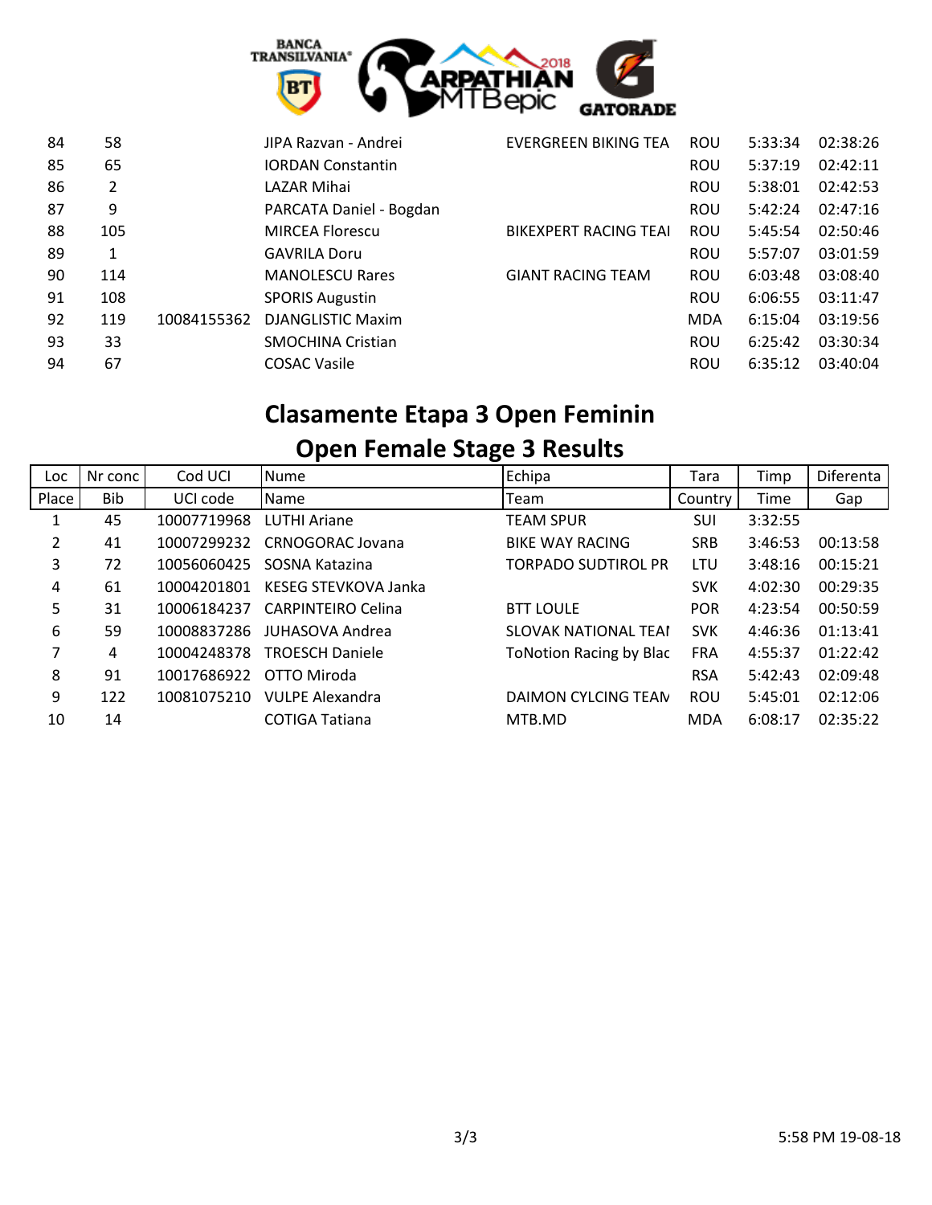| | | | | | | | |
|---|---|---|---|---|---|---|---|
| 84 | 58 | | JIPA Razvan - Andrei | EVERGREEN BIKING TEA | ROU | 5:33:34 | 02:38:26 |
| 85 | 65 | | IORDAN Constantin | | ROU | 5:37:19 | 02:42:11 |
| 86 | 2 | | LAZAR Mihai | | ROU | 5:38:01 | 02:42:53 |
| 87 | 9 | | PARCATA Daniel - Bogdan | | ROU | 5:42:24 | 02:47:16 |
| 88 | 105 | | MIRCEA Florescu | BIKEXPERT RACING TEAI | ROU | 5:45:54 | 02:50:46 |
| 89 | 1 | | GAVRILA Doru | | ROU | 5:57:07 | 03:01:59 |
| 90 | 114 | | MANOLESCU Rares | GIANT RACING TEAM | ROU | 6:03:48 | 03:08:40 |
| 91 | 108 | | SPORIS Augustin | | ROU | 6:06:55 | 03:11:47 |
| 92 | 119 | 10084155362 | DJANGLISTIC Maxim | | MDA | 6:15:04 | 03:19:56 |
| 93 | 33 | | SMOCHINA Cristian | | ROU | 6:25:42 | 03:30:34 |
| 94 | 67 | | COSAC Vasile | | ROU | 6:35:12 | 03:40:04 |

## Clasamente Etapa 3 Open Feminin
## Open Female Stage 3 Results

| Loc | Nr conc | Cod UCI | Nume | Echipa | Tara | Timp | Diferenta |
|---|---|---|---|---|---|---|---|
| Place | Bib | UCI code | Name | Team | Country | Time | Gap |
| 1 | 45 | 10007719968 | LUTHI Ariane | TEAM SPUR | SUI | 3:32:55 | |
| 2 | 41 | 10007299232 | CRNOGORAC Jovana | BIKE WAY RACING | SRB | 3:46:53 | 00:13:58 |
| 3 | 72 | 10056060425 | SOSNA Katazina | TORPADO SUDTIROL PR | LTU | 3:48:16 | 00:15:21 |
| 4 | 61 | 10004201801 | KESEG STEVKOVA Janka | | SVK | 4:02:30 | 00:29:35 |
| 5 | 31 | 10006184237 | CARPINTEIRO Celina | BTT LOULE | POR | 4:23:54 | 00:50:59 |
| 6 | 59 | 10008837286 | JUHASOVA Andrea | SLOVAK NATIONAL TEAI | SVK | 4:46:36 | 01:13:41 |
| 7 | 4 | 10004248378 | TROESCH Daniele | ToNotion Racing by Blac | FRA | 4:55:37 | 01:22:42 |
| 8 | 91 | 10017686922 | OTTO Miroda | | RSA | 5:42:43 | 02:09:48 |
| 9 | 122 | 10081075210 | VULPE Alexandra | DAIMON CYLCING TEAN | ROU | 5:45:01 | 02:12:06 |
| 10 | 14 | | COTIGA Tatiana | MTB.MD | MDA | 6:08:17 | 02:35:22 |